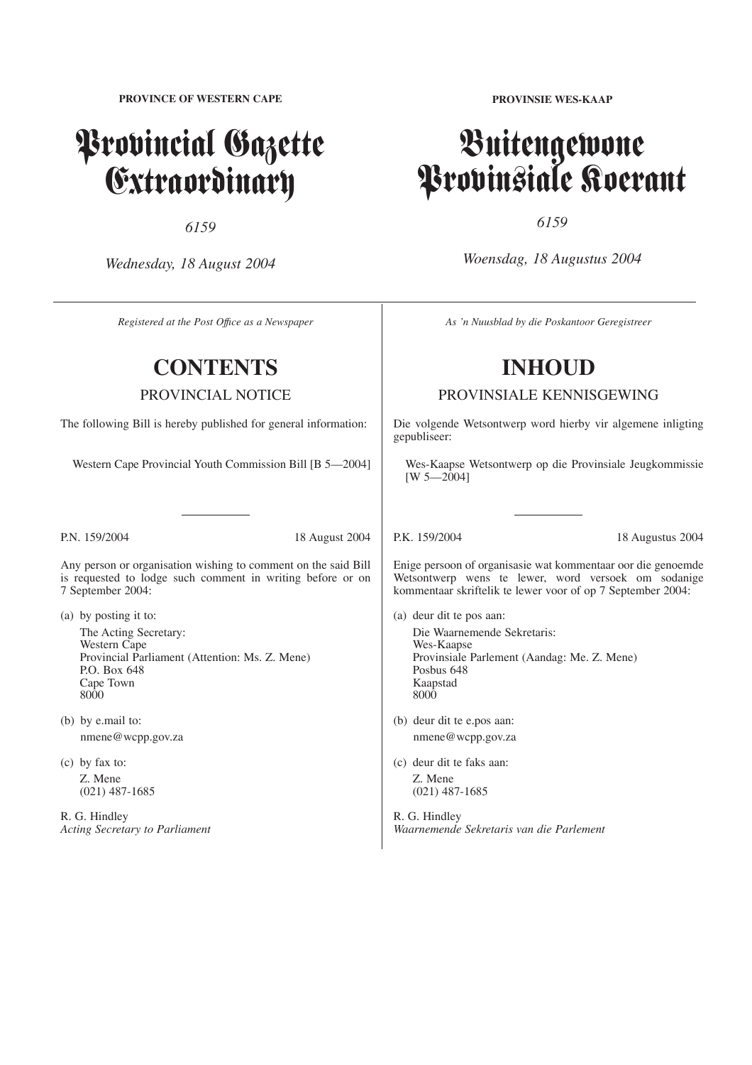**PROVINCE OF WESTERN CAPE**

# Provincial Gazette Extraordinary

*6159*

*Wednesday, 18 August 2004*

*Registered at the Post Office as a Newspaper*

## CONTENTS

### PROVINCIAL NOTICE

The following Bill is hereby published for general information:

Western Cape Provincial Youth Commission Bill [B 5—2004]

---

P.N. 159/2004 18 August 2004

Any person or organisation wishing to comment on the said Bill is requested to lodge such comment in writing before or on 7 September 2004:

(a) by posting it to:

The Acting Secretary:
Western Cape
Provincial Parliament (Attention: Ms. Z. Mene)
P.O. Box 648
Cape Town
8000

(b) by e.mail to:

nmene@wcpp.gov.za

(c) by fax to:

Z. Mene
(021) 487-1685

R. G. Hindley
*Acting Secretary to Parliament*

---

**PROVINSIE WES-KAAP**

# Buitengewone Provinsiale Koerant

*6159*

*Woensdag, 18 Augustus 2004*

*As 'n Nuusblad by die Poskantoor Geregistreer*

## INHOUD

### PROVINSIALE KENNISGEWING

Die volgende Wetsontwerp word hierby vir algemene inligting gepubliseer:

Wes-Kaapse Wetsontwerp op die Provinsiale Jeugkommissie [W 5—2004]

---

P.K. 159/2004 18 Augustus 2004

Enige persoon of organisasie wat kommentaar oor die genoemde Wetsontwerp wens te lewer, word versoek om sodanige kommentaar skriftelik te lewer voor of op 7 September 2004:

(a) deur dit te pos aan:

Die Waarnemende Sekretaris:
Wes-Kaapse
Provinsiale Parlement (Aandag: Me. Z. Mene)
Posbus 648
Kaapstad
8000

(b) deur dit te e.pos aan:

nmene@wcpp.gov.za

(c) deur dit te faks aan:

Z. Mene
(021) 487-1685

R. G. Hindley
*Waarnemende Sekretaris van die Parlement*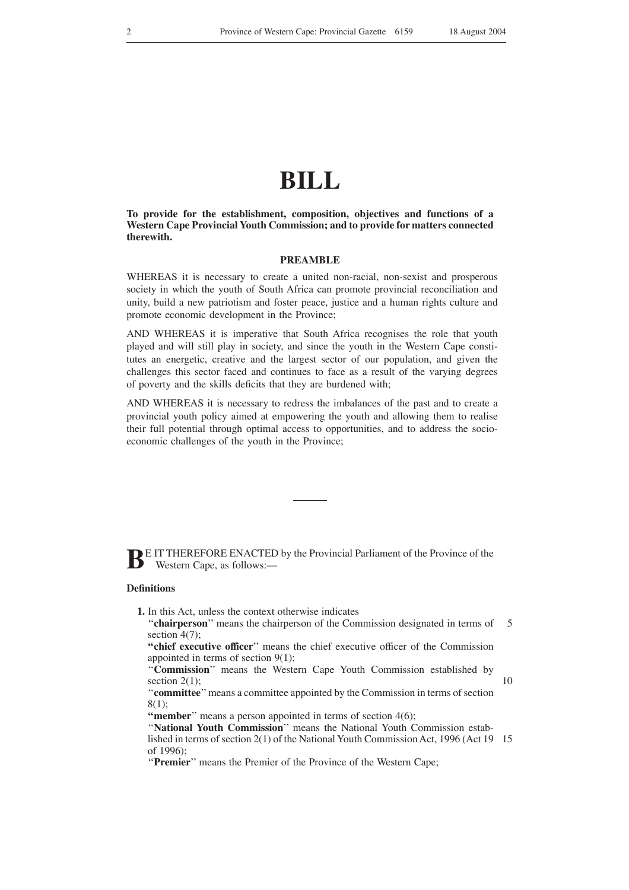# BILL

**To provide for the establishment, composition, objectives and functions of a Western Cape Provincial Youth Commission; and to provide for matters connected therewith.**

## PREAMBLE

WHEREAS it is necessary to create a united non-racial, non-sexist and prosperous society in which the youth of South Africa can promote provincial reconciliation and unity, build a new patriotism and foster peace, justice and a human rights culture and promote economic development in the Province;

AND WHEREAS it is imperative that South Africa recognises the role that youth played and will still play in society, and since the youth in the Western Cape constitutes an energetic, creative and the largest sector of our population, and given the challenges this sector faced and continues to face as a result of the varying degrees of poverty and the skills deficits that they are burdened with;

AND WHEREAS it is necessary to redress the imbalances of the past and to create a provincial youth policy aimed at empowering the youth and allowing them to realise their full potential through optimal access to opportunities, and to address the socio-economic challenges of the youth in the Province;

---

BE IT THEREFORE ENACTED by the Provincial Parliament of the Province of the Western Cape, as follows:—

**Definitions**

**1.** In this Act, unless the context otherwise indicates

''**chairperson**'' means the chairperson of the Commission designated in terms of section 4(7);

**''chief executive officer**'' means the chief executive officer of the Commission appointed in terms of section 9(1);

''**Commission**'' means the Western Cape Youth Commission established by section 2(1);

''**committee**'' means a committee appointed by the Commission in terms of section 8(1);

**''member**'' means a person appointed in terms of section 4(6);

''**National Youth Commission**'' means the National Youth Commission established in terms of section 2(1) of the National Youth Commission Act, 1996 (Act 19 of 1996);

''**Premier**'' means the Premier of the Province of the Western Cape;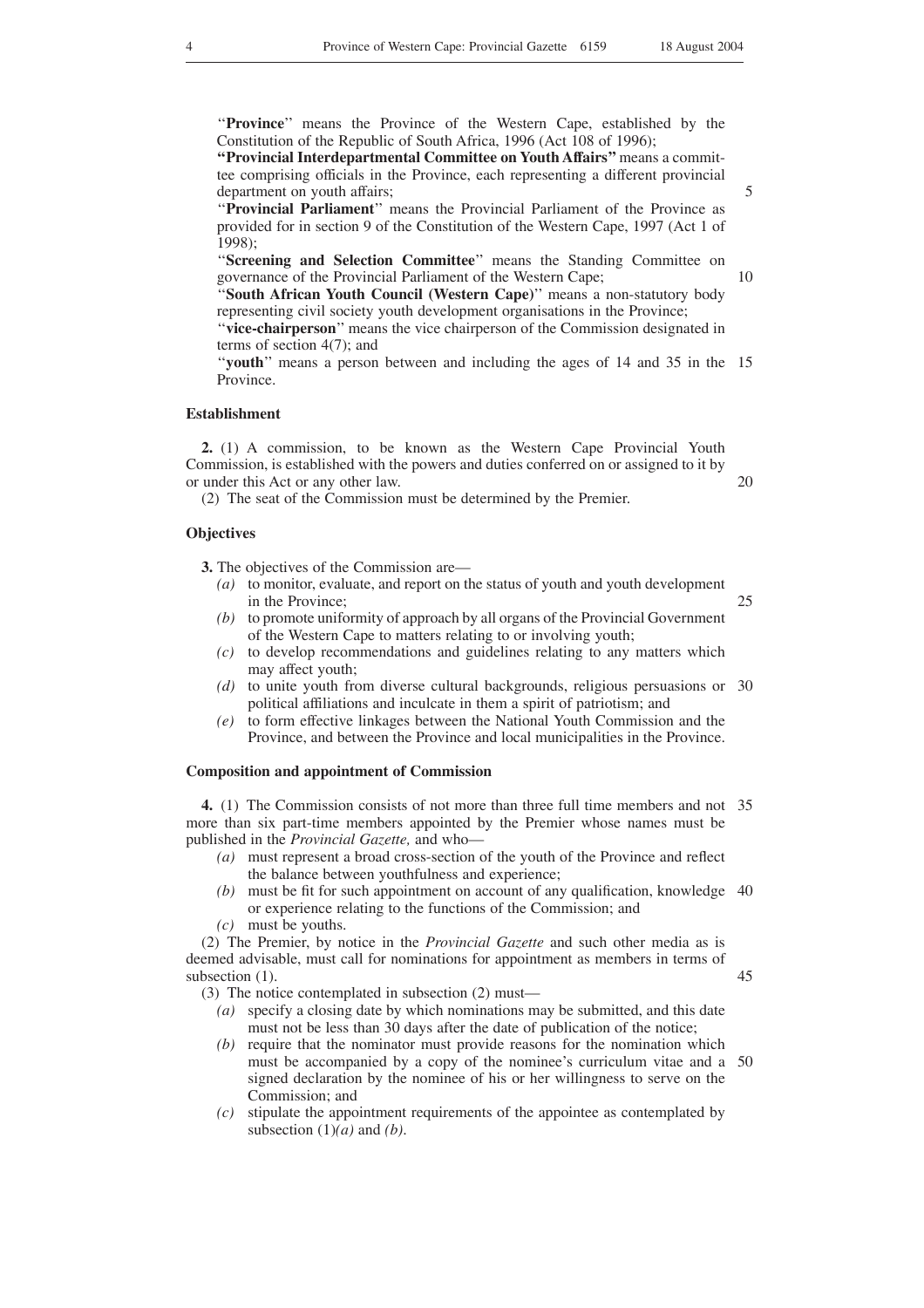"**Province**" means the Province of the Western Cape, established by the Constitution of the Republic of South Africa, 1996 (Act 108 of 1996);

**"Provincial Interdepartmental Committee on Youth Affairs"** means a committee comprising officials in the Province, each representing a different provincial department on youth affairs;

"**Provincial Parliament**" means the Provincial Parliament of the Province as provided for in section 9 of the Constitution of the Western Cape, 1997 (Act 1 of 1998);

"**Screening and Selection Committee**" means the Standing Committee on governance of the Provincial Parliament of the Western Cape;

"**South African Youth Council (Western Cape)**" means a non-statutory body representing civil society youth development organisations in the Province;

"**vice-chairperson**" means the vice chairperson of the Commission designated in terms of section 4(7); and

"**youth**" means a person between and including the ages of 14 and 35 in the Province.

**Establishment**

**2.** (1) A commission, to be known as the Western Cape Provincial Youth Commission, is established with the powers and duties conferred on or assigned to it by or under this Act or any other law.

(2) The seat of the Commission must be determined by the Premier.

**Objectives**

**3.** The objectives of the Commission are—

*(a)* to monitor, evaluate, and report on the status of youth and youth development in the Province;

*(b)* to promote uniformity of approach by all organs of the Provincial Government of the Western Cape to matters relating to or involving youth;

*(c)* to develop recommendations and guidelines relating to any matters which may affect youth;

*(d)* to unite youth from diverse cultural backgrounds, religious persuasions or political affiliations and inculcate in them a spirit of patriotism; and

*(e)* to form effective linkages between the National Youth Commission and the Province, and between the Province and local municipalities in the Province.

**Composition and appointment of Commission**

**4.** (1) The Commission consists of not more than three full time members and not more than six part-time members appointed by the Premier whose names must be published in the *Provincial Gazette,* and who—

*(a)* must represent a broad cross-section of the youth of the Province and reflect the balance between youthfulness and experience;

*(b)* must be fit for such appointment on account of any qualification, knowledge or experience relating to the functions of the Commission; and

*(c)* must be youths.

(2) The Premier, by notice in the *Provincial Gazette* and such other media as is deemed advisable, must call for nominations for appointment as members in terms of subsection (1).

(3) The notice contemplated in subsection (2) must—

*(a)* specify a closing date by which nominations may be submitted, and this date must not be less than 30 days after the date of publication of the notice;

*(b)* require that the nominator must provide reasons for the nomination which must be accompanied by a copy of the nominee's curriculum vitae and a signed declaration by the nominee of his or her willingness to serve on the Commission; and

*(c)* stipulate the appointment requirements of the appointee as contemplated by subsection (1)*(a)* and *(b)*.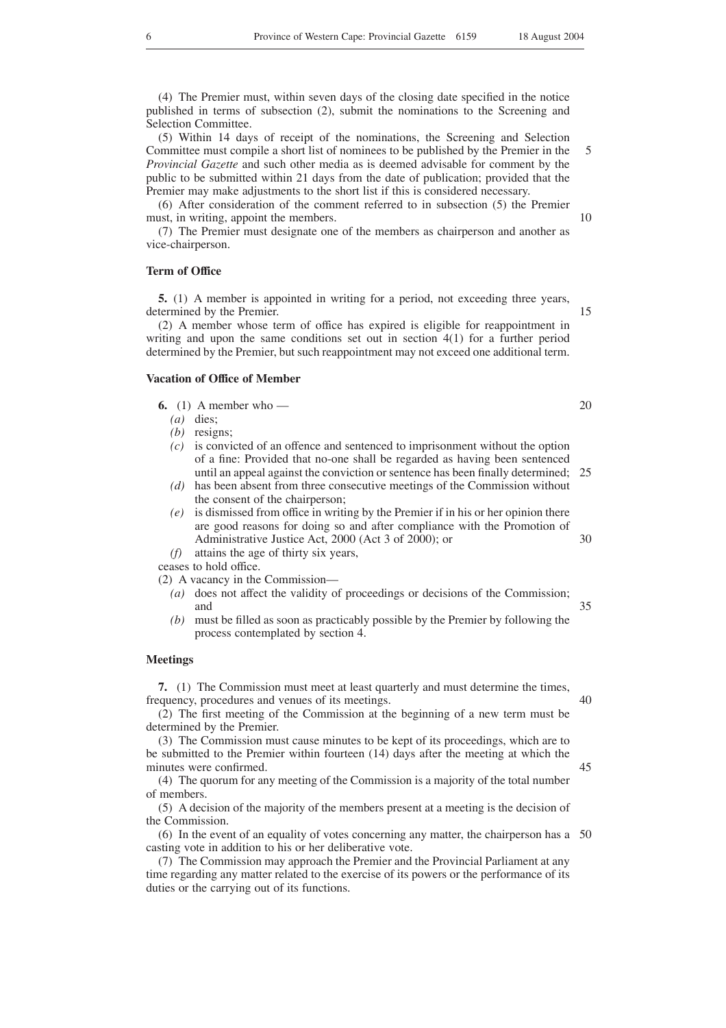(4) The Premier must, within seven days of the closing date specified in the notice published in terms of subsection (2), submit the nominations to the Screening and Selection Committee.

(5) Within 14 days of receipt of the nominations, the Screening and Selection Committee must compile a short list of nominees to be published by the Premier in the *Provincial Gazette* and such other media as is deemed advisable for comment by the public to be submitted within 21 days from the date of publication; provided that the Premier may make adjustments to the short list if this is considered necessary.

(6) After consideration of the comment referred to in subsection (5) the Premier must, in writing, appoint the members.

(7) The Premier must designate one of the members as chairperson and another as vice-chairperson.

**Term of Office**

**5.** (1) A member is appointed in writing for a period, not exceeding three years, determined by the Premier.

(2) A member whose term of office has expired is eligible for reappointment in writing and upon the same conditions set out in section 4(1) for a further period determined by the Premier, but such reappointment may not exceed one additional term.

**Vacation of Office of Member**

**6.** (1) A member who —

*(a)* dies;

*(b)* resigns;

*(c)* is convicted of an offence and sentenced to imprisonment without the option of a fine: Provided that no-one shall be regarded as having been sentenced until an appeal against the conviction or sentence has been finally determined;

*(d)* has been absent from three consecutive meetings of the Commission without the consent of the chairperson;

*(e)* is dismissed from office in writing by the Premier if in his or her opinion there are good reasons for doing so and after compliance with the Promotion of Administrative Justice Act, 2000 (Act 3 of 2000); or

*(f)* attains the age of thirty six years,

ceases to hold office.

(2) A vacancy in the Commission—

*(a)* does not affect the validity of proceedings or decisions of the Commission; and

*(b)* must be filled as soon as practicably possible by the Premier by following the process contemplated by section 4.

**Meetings**

**7.** (1) The Commission must meet at least quarterly and must determine the times, frequency, procedures and venues of its meetings.

(2) The first meeting of the Commission at the beginning of a new term must be determined by the Premier.

(3) The Commission must cause minutes to be kept of its proceedings, which are to be submitted to the Premier within fourteen (14) days after the meeting at which the minutes were confirmed.

(4) The quorum for any meeting of the Commission is a majority of the total number of members.

(5) A decision of the majority of the members present at a meeting is the decision of the Commission.

(6) In the event of an equality of votes concerning any matter, the chairperson has a casting vote in addition to his or her deliberative vote.

(7) The Commission may approach the Premier and the Provincial Parliament at any time regarding any matter related to the exercise of its powers or the performance of its duties or the carrying out of its functions.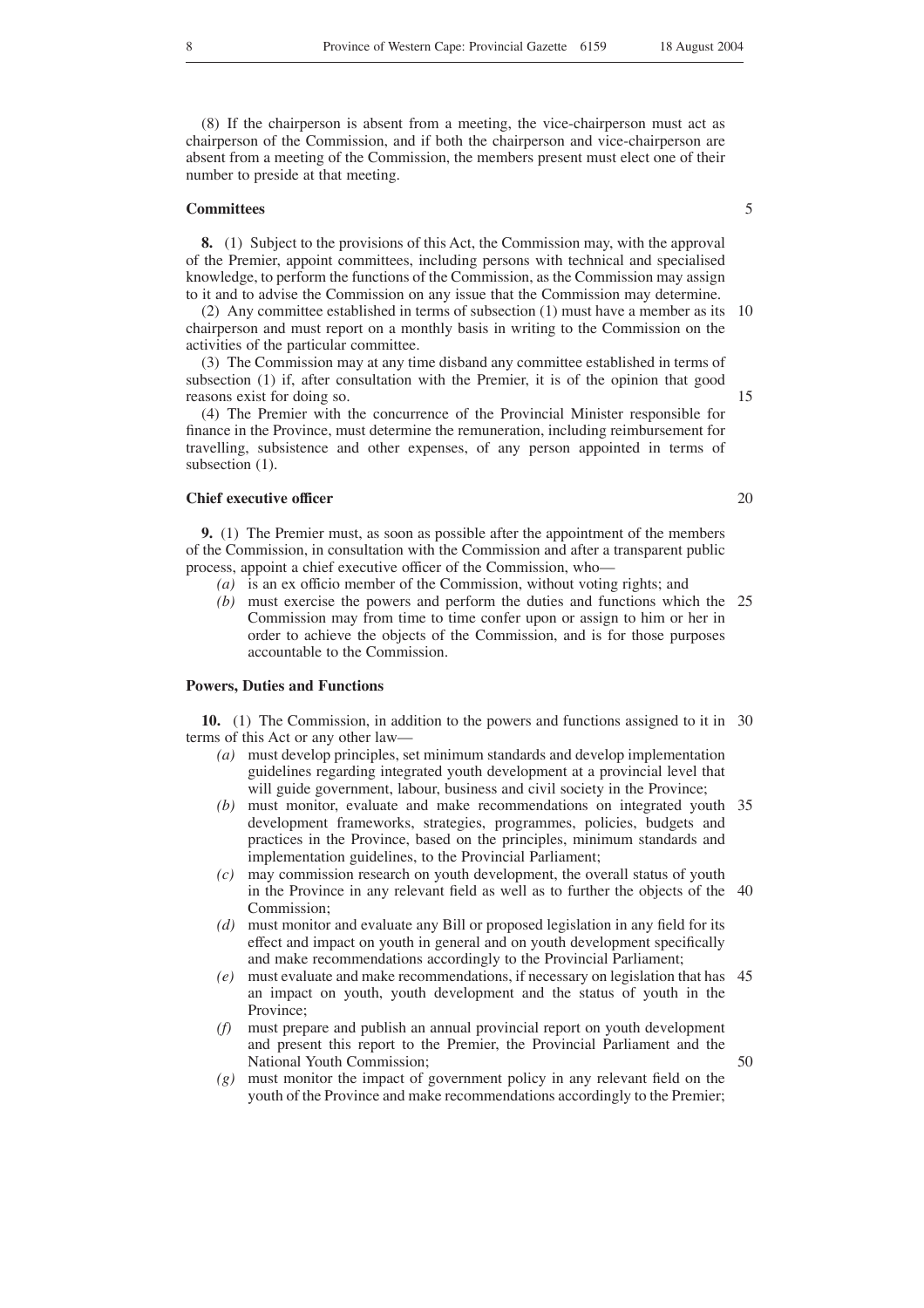(8) If the chairperson is absent from a meeting, the vice-chairperson must act as chairperson of the Commission, and if both the chairperson and vice-chairperson are absent from a meeting of the Commission, the members present must elect one of their number to preside at that meeting.

**Committees**

**8.** (1) Subject to the provisions of this Act, the Commission may, with the approval of the Premier, appoint committees, including persons with technical and specialised knowledge, to perform the functions of the Commission, as the Commission may assign to it and to advise the Commission on any issue that the Commission may determine.

(2) Any committee established in terms of subsection (1) must have a member as its chairperson and must report on a monthly basis in writing to the Commission on the activities of the particular committee.

(3) The Commission may at any time disband any committee established in terms of subsection (1) if, after consultation with the Premier, it is of the opinion that good reasons exist for doing so.

(4) The Premier with the concurrence of the Provincial Minister responsible for finance in the Province, must determine the remuneration, including reimbursement for travelling, subsistence and other expenses, of any person appointed in terms of subsection (1).

**Chief executive officer**

**9.** (1) The Premier must, as soon as possible after the appointment of the members of the Commission, in consultation with the Commission and after a transparent public process, appoint a chief executive officer of the Commission, who—

*(a)* is an ex officio member of the Commission, without voting rights; and

*(b)* must exercise the powers and perform the duties and functions which the Commission may from time to time confer upon or assign to him or her in order to achieve the objects of the Commission, and is for those purposes accountable to the Commission.

**Powers, Duties and Functions**

**10.** (1) The Commission, in addition to the powers and functions assigned to it in terms of this Act or any other law—

*(a)* must develop principles, set minimum standards and develop implementation guidelines regarding integrated youth development at a provincial level that will guide government, labour, business and civil society in the Province;

*(b)* must monitor, evaluate and make recommendations on integrated youth development frameworks, strategies, programmes, policies, budgets and practices in the Province, based on the principles, minimum standards and implementation guidelines, to the Provincial Parliament;

*(c)* may commission research on youth development, the overall status of youth in the Province in any relevant field as well as to further the objects of the Commission;

*(d)* must monitor and evaluate any Bill or proposed legislation in any field for its effect and impact on youth in general and on youth development specifically and make recommendations accordingly to the Provincial Parliament;

*(e)* must evaluate and make recommendations, if necessary on legislation that has an impact on youth, youth development and the status of youth in the Province;

*(f)* must prepare and publish an annual provincial report on youth development and present this report to the Premier, the Provincial Parliament and the National Youth Commission;

*(g)* must monitor the impact of government policy in any relevant field on the youth of the Province and make recommendations accordingly to the Premier;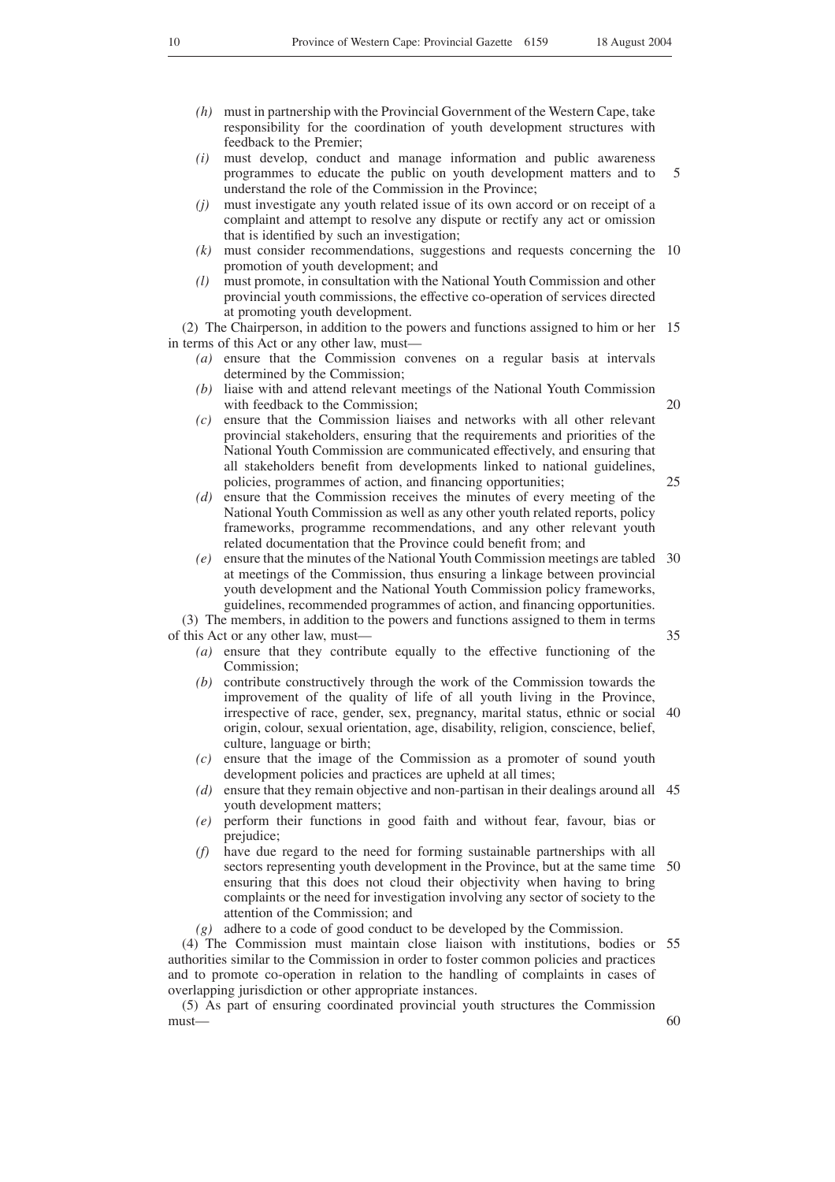*(h)* must in partnership with the Provincial Government of the Western Cape, take responsibility for the coordination of youth development structures with feedback to the Premier;

*(i)* must develop, conduct and manage information and public awareness programmes to educate the public on youth development matters and to understand the role of the Commission in the Province;

*(j)* must investigate any youth related issue of its own accord or on receipt of a complaint and attempt to resolve any dispute or rectify any act or omission that is identified by such an investigation;

*(k)* must consider recommendations, suggestions and requests concerning the promotion of youth development; and

*(l)* must promote, in consultation with the National Youth Commission and other provincial youth commissions, the effective co-operation of services directed at promoting youth development.

(2) The Chairperson, in addition to the powers and functions assigned to him or her in terms of this Act or any other law, must—

*(a)* ensure that the Commission convenes on a regular basis at intervals determined by the Commission;

*(b)* liaise with and attend relevant meetings of the National Youth Commission with feedback to the Commission;

*(c)* ensure that the Commission liaises and networks with all other relevant provincial stakeholders, ensuring that the requirements and priorities of the National Youth Commission are communicated effectively, and ensuring that all stakeholders benefit from developments linked to national guidelines, policies, programmes of action, and financing opportunities;

*(d)* ensure that the Commission receives the minutes of every meeting of the National Youth Commission as well as any other youth related reports, policy frameworks, programme recommendations, and any other relevant youth related documentation that the Province could benefit from; and

*(e)* ensure that the minutes of the National Youth Commission meetings are tabled at meetings of the Commission, thus ensuring a linkage between provincial youth development and the National Youth Commission policy frameworks, guidelines, recommended programmes of action, and financing opportunities.

(3) The members, in addition to the powers and functions assigned to them in terms of this Act or any other law, must—

*(a)* ensure that they contribute equally to the effective functioning of the Commission;

*(b)* contribute constructively through the work of the Commission towards the improvement of the quality of life of all youth living in the Province, irrespective of race, gender, sex, pregnancy, marital status, ethnic or social origin, colour, sexual orientation, age, disability, religion, conscience, belief, culture, language or birth;

*(c)* ensure that the image of the Commission as a promoter of sound youth development policies and practices are upheld at all times;

*(d)* ensure that they remain objective and non-partisan in their dealings around all youth development matters;

*(e)* perform their functions in good faith and without fear, favour, bias or prejudice;

*(f)* have due regard to the need for forming sustainable partnerships with all sectors representing youth development in the Province, but at the same time ensuring that this does not cloud their objectivity when having to bring complaints or the need for investigation involving any sector of society to the attention of the Commission; and

*(g)* adhere to a code of good conduct to be developed by the Commission.

(4) The Commission must maintain close liaison with institutions, bodies or authorities similar to the Commission in order to foster common policies and practices and to promote co-operation in relation to the handling of complaints in cases of overlapping jurisdiction or other appropriate instances.

(5) As part of ensuring coordinated provincial youth structures the Commission must—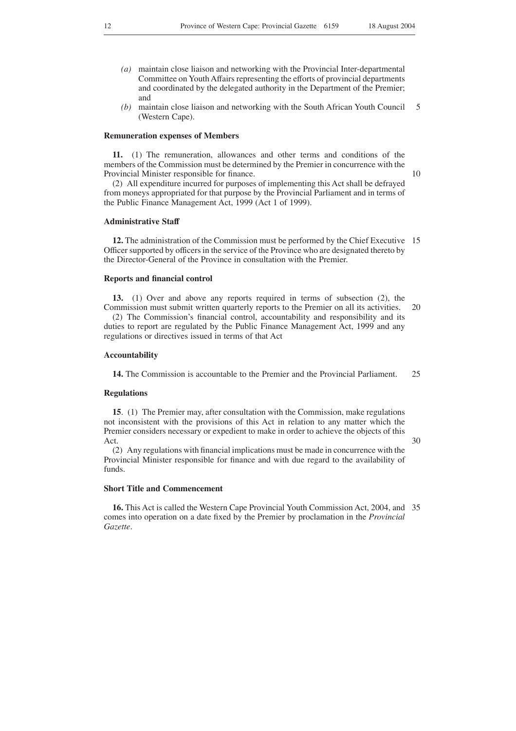*(a)* maintain close liaison and networking with the Provincial Inter-departmental Committee on Youth Affairs representing the efforts of provincial departments and coordinated by the delegated authority in the Department of the Premier; and

*(b)* maintain close liaison and networking with the South African Youth Council (Western Cape).

**Remuneration expenses of Members**

**11.** (1) The remuneration, allowances and other terms and conditions of the members of the Commission must be determined by the Premier in concurrence with the Provincial Minister responsible for finance.

(2) All expenditure incurred for purposes of implementing this Act shall be defrayed from moneys appropriated for that purpose by the Provincial Parliament and in terms of the Public Finance Management Act, 1999 (Act 1 of 1999).

**Administrative Staff**

**12.** The administration of the Commission must be performed by the Chief Executive Officer supported by officers in the service of the Province who are designated thereto by the Director-General of the Province in consultation with the Premier.

**Reports and financial control**

**13.** (1) Over and above any reports required in terms of subsection (2), the Commission must submit written quarterly reports to the Premier on all its activities.

(2) The Commission's financial control, accountability and responsibility and its duties to report are regulated by the Public Finance Management Act, 1999 and any regulations or directives issued in terms of that Act

**Accountability**

**14.** The Commission is accountable to the Premier and the Provincial Parliament.

**Regulations**

**15**. (1) The Premier may, after consultation with the Commission, make regulations not inconsistent with the provisions of this Act in relation to any matter which the Premier considers necessary or expedient to make in order to achieve the objects of this Act.

(2) Any regulations with financial implications must be made in concurrence with the Provincial Minister responsible for finance and with due regard to the availability of funds.

**Short Title and Commencement**

**16.** This Act is called the Western Cape Provincial Youth Commission Act, 2004, and comes into operation on a date fixed by the Premier by proclamation in the *Provincial Gazette*.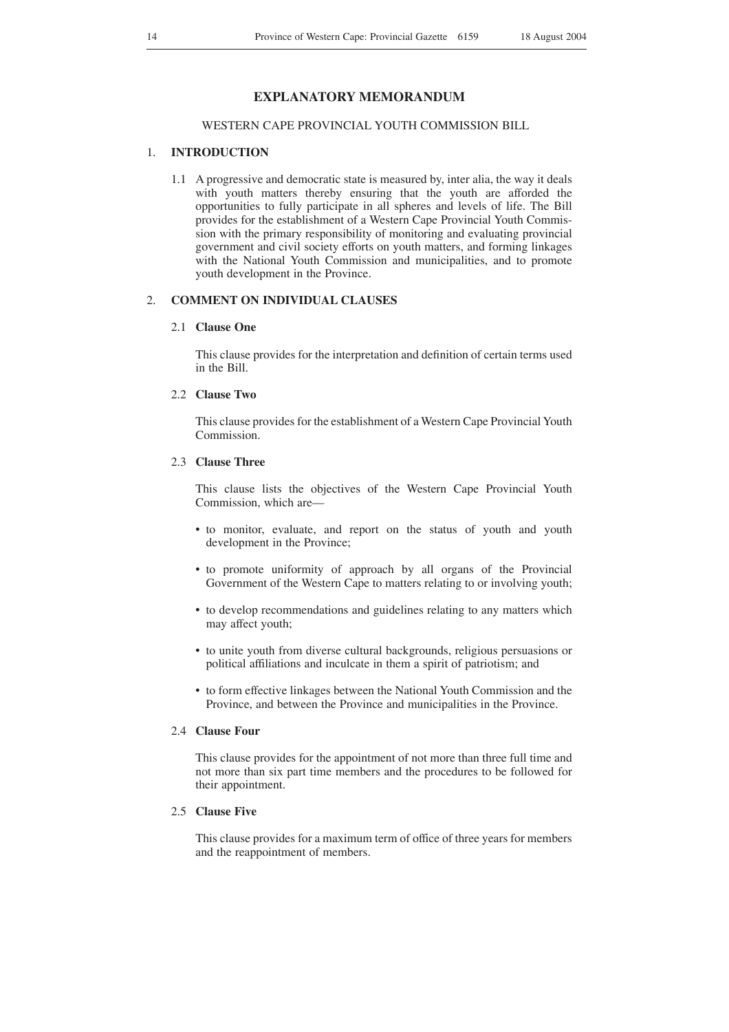# EXPLANATORY MEMORANDUM

WESTERN CAPE PROVINCIAL YOUTH COMMISSION BILL

## 1. INTRODUCTION

1.1 A progressive and democratic state is measured by, inter alia, the way it deals with youth matters thereby ensuring that the youth are afforded the opportunities to fully participate in all spheres and levels of life. The Bill provides for the establishment of a Western Cape Provincial Youth Commission with the primary responsibility of monitoring and evaluating provincial government and civil society efforts on youth matters, and forming linkages with the National Youth Commission and municipalities, and to promote youth development in the Province.

## 2. COMMENT ON INDIVIDUAL CLAUSES

### 2.1 Clause One

This clause provides for the interpretation and definition of certain terms used in the Bill.

### 2.2 Clause Two

This clause provides for the establishment of a Western Cape Provincial Youth Commission.

### 2.3 Clause Three

This clause lists the objectives of the Western Cape Provincial Youth Commission, which are—

- to monitor, evaluate, and report on the status of youth and youth development in the Province;
- to promote uniformity of approach by all organs of the Provincial Government of the Western Cape to matters relating to or involving youth;
- to develop recommendations and guidelines relating to any matters which may affect youth;
- to unite youth from diverse cultural backgrounds, religious persuasions or political affiliations and inculcate in them a spirit of patriotism; and
- to form effective linkages between the National Youth Commission and the Province, and between the Province and municipalities in the Province.

### 2.4 Clause Four

This clause provides for the appointment of not more than three full time and not more than six part time members and the procedures to be followed for their appointment.

### 2.5 Clause Five

This clause provides for a maximum term of office of three years for members and the reappointment of members.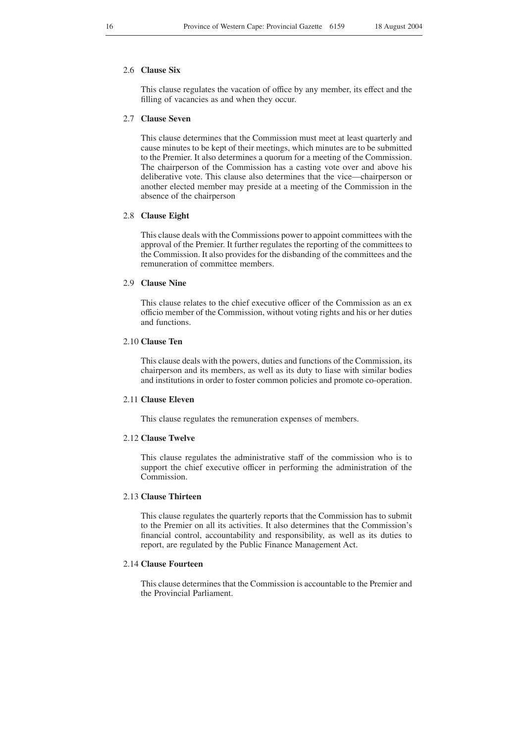### 2.6 **Clause Six**

This clause regulates the vacation of office by any member, its effect and the filling of vacancies as and when they occur.

### 2.7 **Clause Seven**

This clause determines that the Commission must meet at least quarterly and cause minutes to be kept of their meetings, which minutes are to be submitted to the Premier. It also determines a quorum for a meeting of the Commission. The chairperson of the Commission has a casting vote over and above his deliberative vote. This clause also determines that the vice—chairperson or another elected member may preside at a meeting of the Commission in the absence of the chairperson

### 2.8 **Clause Eight**

This clause deals with the Commissions power to appoint committees with the approval of the Premier. It further regulates the reporting of the committees to the Commission. It also provides for the disbanding of the committees and the remuneration of committee members.

### 2.9 **Clause Nine**

This clause relates to the chief executive officer of the Commission as an ex officio member of the Commission, without voting rights and his or her duties and functions.

### 2.10 **Clause Ten**

This clause deals with the powers, duties and functions of the Commission, its chairperson and its members, as well as its duty to liase with similar bodies and institutions in order to foster common policies and promote co-operation.

### 2.11 **Clause Eleven**

This clause regulates the remuneration expenses of members.

### 2.12 **Clause Twelve**

This clause regulates the administrative staff of the commission who is to support the chief executive officer in performing the administration of the Commission.

### 2.13 **Clause Thirteen**

This clause regulates the quarterly reports that the Commission has to submit to the Premier on all its activities. It also determines that the Commission's financial control, accountability and responsibility, as well as its duties to report, are regulated by the Public Finance Management Act.

### 2.14 **Clause Fourteen**

This clause determines that the Commission is accountable to the Premier and the Provincial Parliament.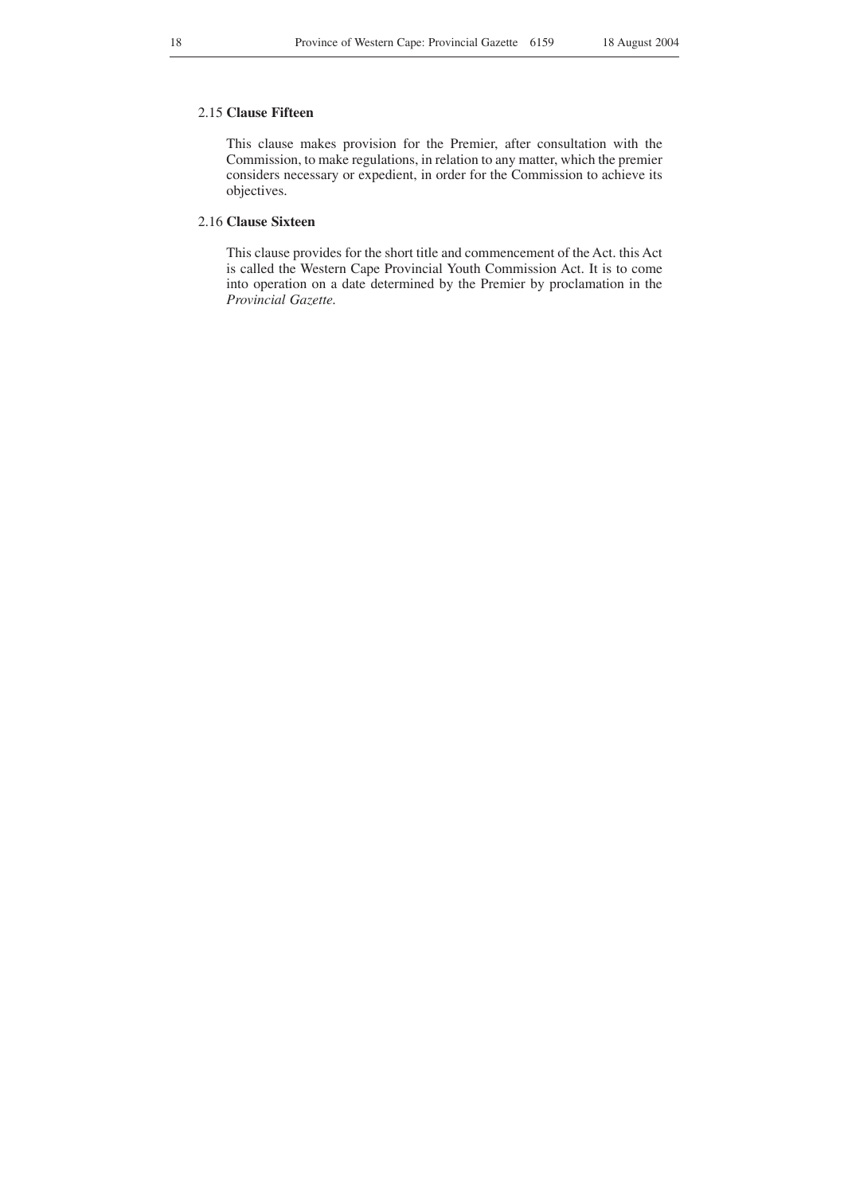### 2.15 **Clause Fifteen**

This clause makes provision for the Premier, after consultation with the Commission, to make regulations, in relation to any matter, which the premier considers necessary or expedient, in order for the Commission to achieve its objectives.

### 2.16 **Clause Sixteen**

This clause provides for the short title and commencement of the Act. this Act is called the Western Cape Provincial Youth Commission Act. It is to come into operation on a date determined by the Premier by proclamation in the *Provincial Gazette.*